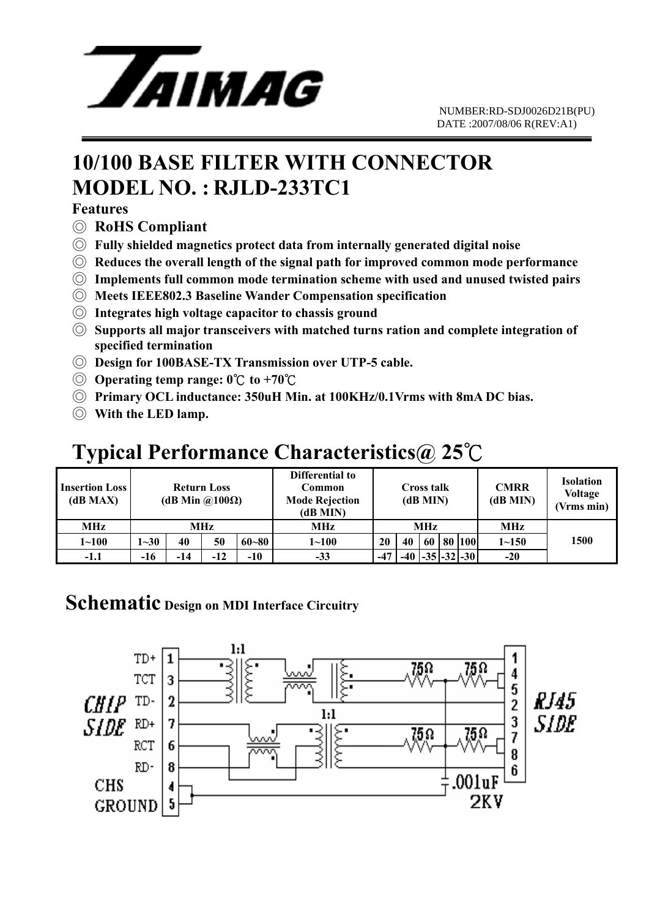NUMBER:RD-SDJ0026D21B(PU)
DATE :2007/08/06 R(REV:A1)

# 10/100 BASE FILTER WITH CONNECTOR
# MODEL NO. : RJLD-233TC1

**Features**

- ◎ **RoHS Compliant**
- ◎ **Fully shielded magnetics protect data from internally generated digital noise**
- ◎ **Reduces the overall length of the signal path for improved common mode performance**
- ◎ **Implements full common mode termination scheme with used and unused twisted pairs**
- ◎ **Meets IEEE802.3 Baseline Wander Compensation specification**
- ◎ **Integrates high voltage capacitor to chassis ground**
- ◎ **Supports all major transceivers with matched turns ration and complete integration of specified termination**
- ◎ **Design for 100BASE-TX Transmission over UTP-5 cable.**
- ◎ **Operating temp range: 0℃ to +70℃**
- ◎ **Primary OCL inductance: 350uH Min. at 100KHz/0.1Vrms with 8mA DC bias.**
- ◎ **With the LED lamp.**

## Typical Performance Characteristics@ 25℃

| Insertion Loss (dB MAX) | Return Loss (dB Min @100Ω) | | | | Differential to Common Mode Rejection (dB MIN) | Cross talk (dB MIN) | | | | | CMRR (dB MIN) | Isolation Voltage (Vrms min) |
|---|---|---|---|---|---|---|---|---|---|---|---|---|
| MHz | MHz | | | | MHz | MHz | | | | | MHz | 1500 |
| 1~100 | 1~30 | 40 | 50 | 60~80 | 1~100 | 20 | 40 | 60 | 80 | 100 | 1~150 | |
| -1.1 | -16 | -14 | -12 | -10 | -33 | -47 | -40 | -35 | -32 | -30 | -20 | |

## Schematic Design on MDI Interface Circuitry

CHIP SIDE: TD+ 1, TCT 3, TD- 2, RD+ 7, RCT 6, RD- 8, CHS GROUND 4, 5

RJ45 SIDE: 1, 4, 5, 2, 3, 7, 8, 6

1:1, 1:1, 75Ω, 75Ω, 75Ω, 75Ω, .001uF 2KV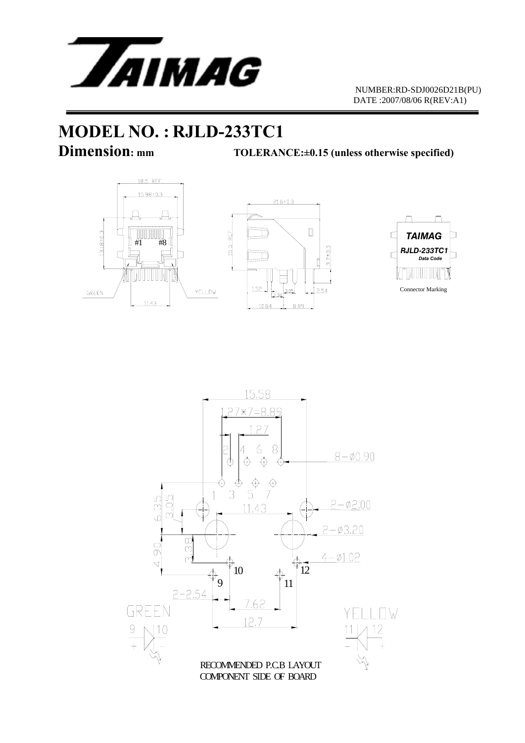NUMBER:RD-SDJ0026D21B(PU)
DATE :2007/08/06 R(REV:A1)

# MODEL NO. : RJLD-233TC1

**Dimension: mm** **TOLERANCE:±0.15 (unless otherwise specified)**

18.5 REF
15.98±0.3
13.18±0.3
#1 #8
GREEN
YELLOW
11.43

21.6±0.3
15.5 REF
3.7±0.3
1.52
3.38
3.05
2.54
10.84
8.89

TAIMAG
RJLD-233TC1
Data Code

Connector Marking

15.58
1.27*7=8.89
1.27
2 4 6 8
8-Ø0.90
1 3 5 7
6.35
3.05
11.43
2-Ø2.00
2-Ø3.20
4.90
3.38
4-Ø1.02
10
12
9
11
2-2.54
7.62
12.7

GREEN
9 10
+ -

YELLOW
11 12
- +

RECOMMENDED P.C.B LAYOUT
COMPONENT SIDE OF BOARD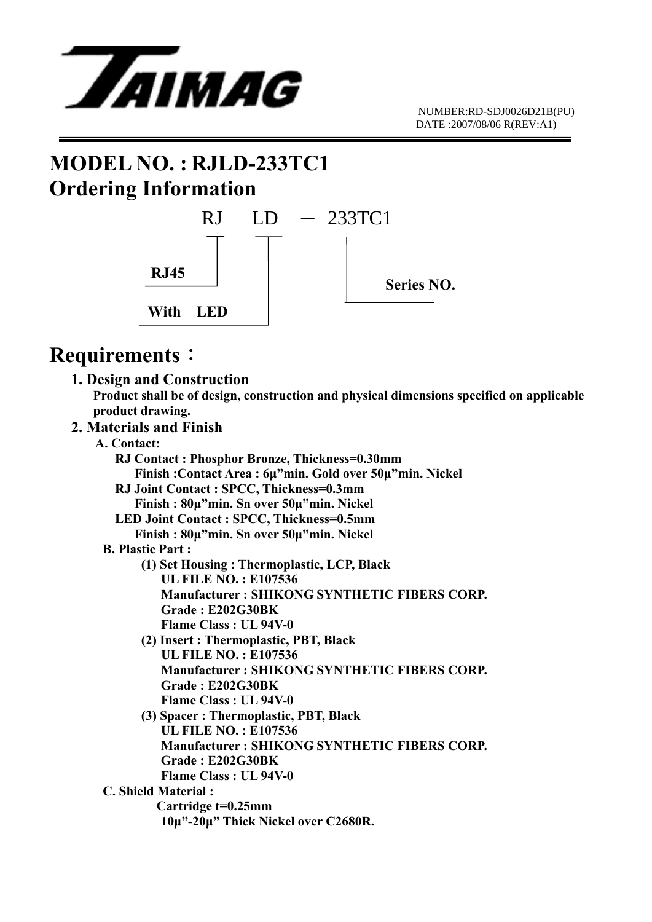NUMBER:RD-SDJ0026D21B(PU)
DATE :2007/08/06 R(REV:A1)

# MODEL NO. : RJLD-233TC1

# Ordering Information

RJ LD — 233TC1

- RJ45
- With LED
- Series NO.

# Requirements：

## 1. Design and Construction

**Product shall be of design, construction and physical dimensions specified on applicable product drawing.**

## 2. Materials and Finish

**A. Contact:**

**RJ Contact : Phosphor Bronze, Thickness=0.30mm**

**Finish :Contact Area : 6μ”min. Gold over 50μ”min. Nickel**

**RJ Joint Contact : SPCC, Thickness=0.3mm**

**Finish : 80μ”min. Sn over 50μ”min. Nickel**

**LED Joint Contact : SPCC, Thickness=0.5mm**

**Finish : 80μ”min. Sn over 50μ”min. Nickel**

**B. Plastic Part :**

**(1) Set Housing : Thermoplastic, LCP, Black**

**UL FILE NO. : E107536**

**Manufacturer : SHIKONG SYNTHETIC FIBERS CORP.**

**Grade : E202G30BK**

**Flame Class : UL 94V-0**

**(2) Insert : Thermoplastic, PBT, Black**

**UL FILE NO. : E107536**

**Manufacturer : SHIKONG SYNTHETIC FIBERS CORP.**

**Grade : E202G30BK**

**Flame Class : UL 94V-0**

**(3) Spacer : Thermoplastic, PBT, Black**

**UL FILE NO. : E107536**

**Manufacturer : SHIKONG SYNTHETIC FIBERS CORP.**

**Grade : E202G30BK**

**Flame Class : UL 94V-0**

**C. Shield Material :**

**Cartridge t=0.25mm**

**10μ”-20μ” Thick Nickel over C2680R.**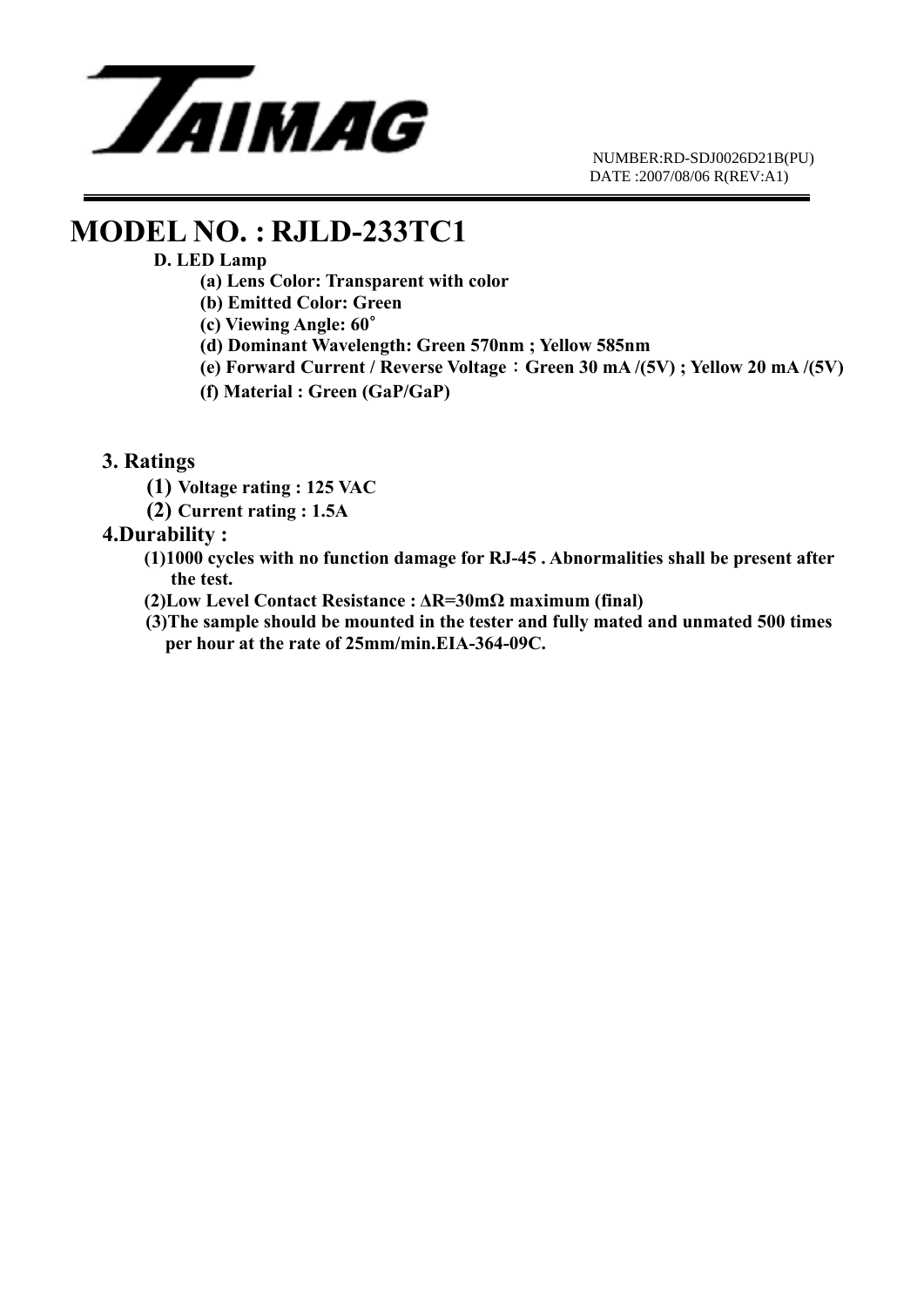TAIMAG

NUMBER:RD-SDJ0026D21B(PU)
DATE :2007/08/06 R(REV:A1)

# MODEL NO. : RJLD-233TC1

**D. LED Lamp**

- **(a) Lens Color: Transparent with color**
- **(b) Emitted Color: Green**
- **(c) Viewing Angle: 60˚**
- **(d) Dominant Wavelength: Green 570nm ; Yellow 585nm**
- **(e) Forward Current / Reverse Voltage：Green 30 mA /(5V) ; Yellow 20 mA /(5V)**
- **(f) Material : Green (GaP/GaP)**

## 3. Ratings

**(1) Voltage rating : 125 VAC**

**(2) Current rating : 1.5A**

## 4.Durability :

**(1)1000 cycles with no function damage for RJ-45 . Abnormalities shall be present after the test.**

**(2)Low Level Contact Resistance : ΔR=30mΩ maximum (final)**

**(3)The sample should be mounted in the tester and fully mated and unmated 500 times per hour at the rate of 25mm/min.EIA-364-09C.**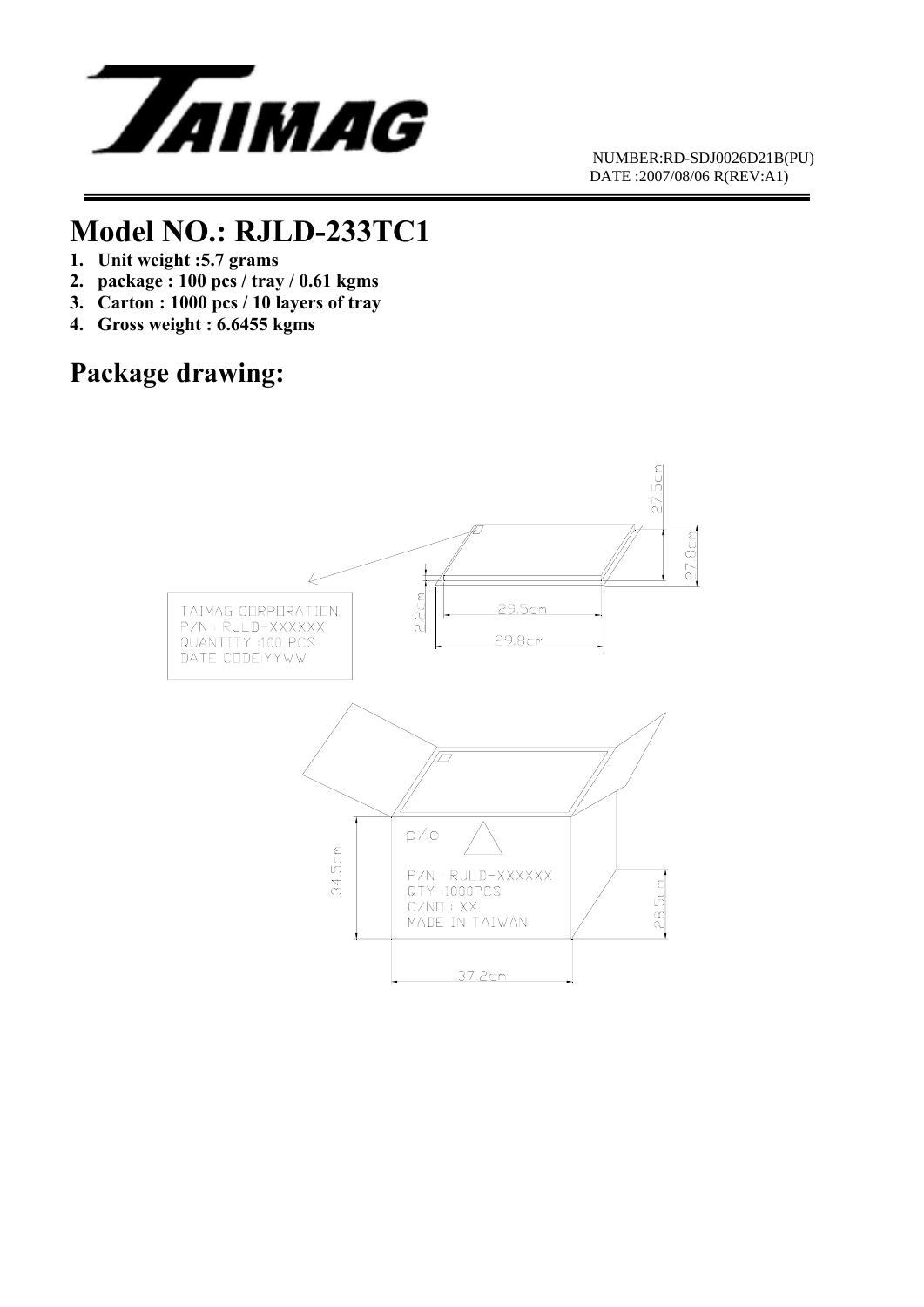NUMBER:RD-SDJ0026D21B(PU)
DATE :2007/08/06 R(REV:A1)

# Model NO.: RJLD-233TC1

1. **Unit weight :5.7 grams**
2. **package : 100 pcs / tray / 0.61 kgms**
3. **Carton : 1000 pcs / 10 layers of tray**
4. **Gross weight : 6.6455 kgms**

## Package drawing:

27.5cm
27.8cm
2.2cm
29.5cm
29.8cm

TAIMAG CORPORATION
P/N : RJLD-XXXXXX
QUANTITY :100 PCS
DATE CODE:YYWW

p/o
P/N : RJLD-XXXXXX
QTY :1000PCS
C/NO : XX
MADE IN TAIWAN

34.5cm
28.5cm
37.2cm